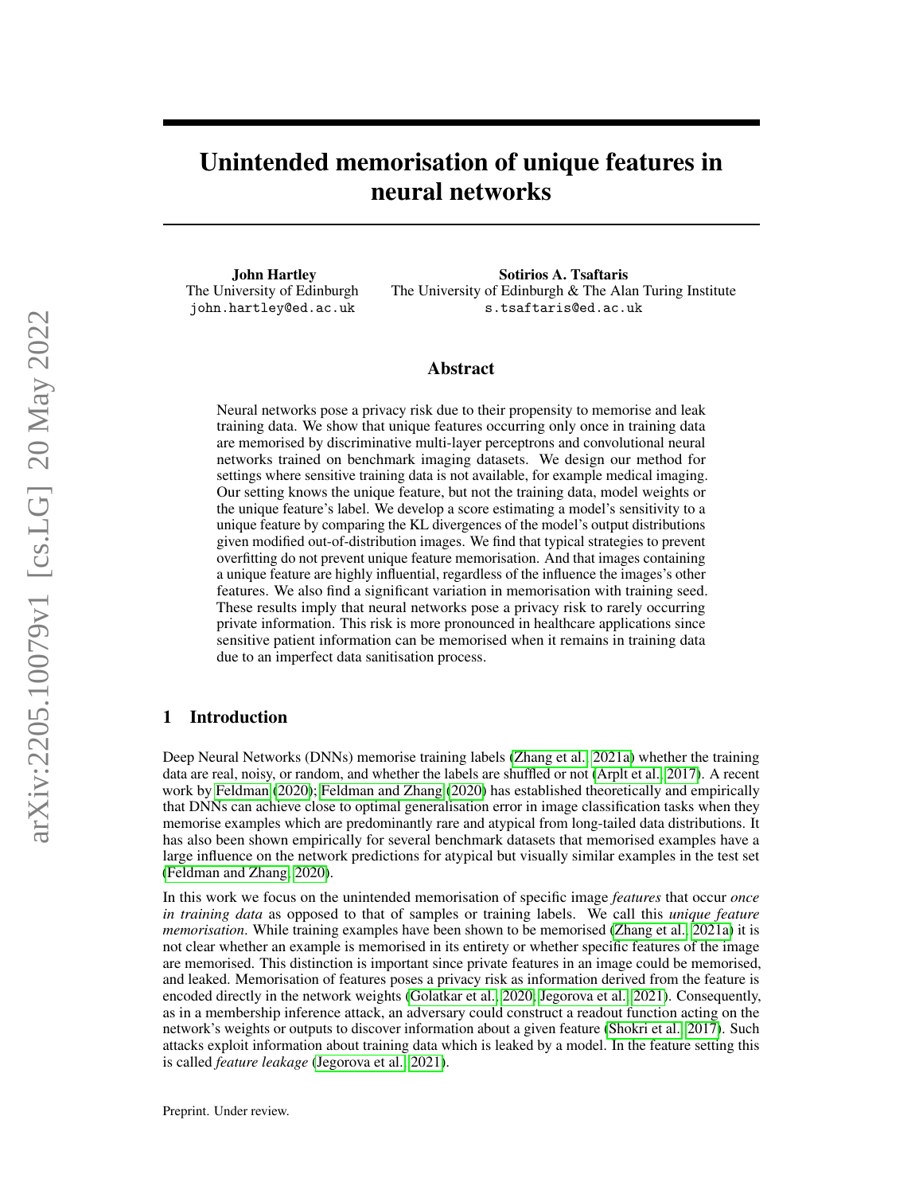# Unintended memorisation of unique features in neural networks

**John Hartley**
The University of Edinburgh
john.hartley@ed.ac.uk

**Sotirios A. Tsaftaris**
The University of Edinburgh & The Alan Turing Institute
s.tsaftaris@ed.ac.uk

## Abstract

Neural networks pose a privacy risk due to their propensity to memorise and leak training data. We show that unique features occurring only once in training data are memorised by discriminative multi-layer perceptrons and convolutional neural networks trained on benchmark imaging datasets. We design our method for settings where sensitive training data is not available, for example medical imaging. Our setting knows the unique feature, but not the training data, model weights or the unique feature's label. We develop a score estimating a model's sensitivity to a unique feature by comparing the KL divergences of the model's output distributions given modified out-of-distribution images. We find that typical strategies to prevent overfitting do not prevent unique feature memorisation. And that images containing a unique feature are highly influential, regardless of the influence the images's other features. We also find a significant variation in memorisation with training seed. These results imply that neural networks pose a privacy risk to rarely occurring private information. This risk is more pronounced in healthcare applications since sensitive patient information can be memorised when it remains in training data due to an imperfect data sanitisation process.

## 1 Introduction

Deep Neural Networks (DNNs) memorise training labels (Zhang et al., 2021a) whether the training data are real, noisy, or random, and whether the labels are shuffled or not (Arplt et al., 2017). A recent work by Feldman (2020); Feldman and Zhang (2020) has established theoretically and empirically that DNNs can achieve close to optimal generalisation error in image classification tasks when they memorise examples which are predominantly rare and atypical from long-tailed data distributions. It has also been shown empirically for several benchmark datasets that memorised examples have a large influence on the network predictions for atypical but visually similar examples in the test set (Feldman and Zhang, 2020).

In this work we focus on the unintended memorisation of specific image *features* that occur *once in training data* as opposed to that of samples or training labels. We call this *unique feature memorisation*. While training examples have been shown to be memorised (Zhang et al., 2021a) it is not clear whether an example is memorised in its entirety or whether specific features of the image are memorised. This distinction is important since private features in an image could be memorised, and leaked. Memorisation of features poses a privacy risk as information derived from the feature is encoded directly in the network weights (Golatkar et al., 2020; Jegorova et al., 2021). Consequently, as in a membership inference attack, an adversary could construct a readout function acting on the network's weights or outputs to discover information about a given feature (Shokri et al., 2017). Such attacks exploit information about training data which is leaked by a model. In the feature setting this is called *feature leakage* (Jegorova et al., 2021).

Preprint. Under review.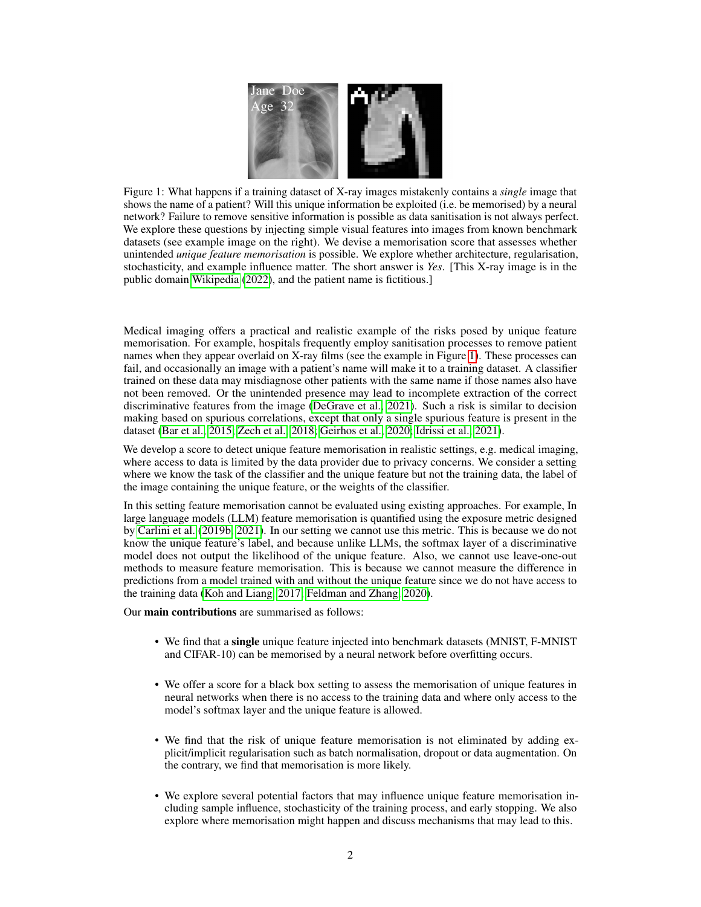Figure 1: What happens if a training dataset of X-ray images mistakenly contains a *single* image that shows the name of a patient? Will this unique information be exploited (i.e. be memorised) by a neural network? Failure to remove sensitive information is possible as data sanitisation is not always perfect. We explore these questions by injecting simple visual features into images from known benchmark datasets (see example image on the right). We devise a memorisation score that assesses whether unintended *unique feature memorisation* is possible. We explore whether architecture, regularisation, stochasticity, and example influence matter. The short answer is *Yes*. [This X-ray image is in the public domain Wikipedia (2022), and the patient name is fictitious.]

Medical imaging offers a practical and realistic example of the risks posed by unique feature memorisation. For example, hospitals frequently employ sanitisation processes to remove patient names when they appear overlaid on X-ray films (see the example in Figure 1). These processes can fail, and occasionally an image with a patient's name will make it to a training dataset. A classifier trained on these data may misdiagnose other patients with the same name if those names also have not been removed. Or the unintended presence may lead to incomplete extraction of the correct discriminative features from the image (DeGrave et al., 2021). Such a risk is similar to decision making based on spurious correlations, except that only a single spurious feature is present in the dataset (Bar et al., 2015; Zech et al., 2018; Geirhos et al., 2020; Idrissi et al., 2021).

We develop a score to detect unique feature memorisation in realistic settings, e.g. medical imaging, where access to data is limited by the data provider due to privacy concerns. We consider a setting where we know the task of the classifier and the unique feature but not the training data, the label of the image containing the unique feature, or the weights of the classifier.

In this setting feature memorisation cannot be evaluated using existing approaches. For example, In large language models (LLM) feature memorisation is quantified using the exposure metric designed by Carlini et al. (2019b, 2021). In our setting we cannot use this metric. This is because we do not know the unique feature's label, and because unlike LLMs, the softmax layer of a discriminative model does not output the likelihood of the unique feature. Also, we cannot use leave-one-out methods to measure feature memorisation. This is because we cannot measure the difference in predictions from a model trained with and without the unique feature since we do not have access to the training data (Koh and Liang, 2017; Feldman and Zhang, 2020).

Our **main contributions** are summarised as follows:

- We find that a **single** unique feature injected into benchmark datasets (MNIST, F-MNIST and CIFAR-10) can be memorised by a neural network before overfitting occurs.
- We offer a score for a black box setting to assess the memorisation of unique features in neural networks when there is no access to the training data and where only access to the model's softmax layer and the unique feature is allowed.
- We find that the risk of unique feature memorisation is not eliminated by adding explicit/implicit regularisation such as batch normalisation, dropout or data augmentation. On the contrary, we find that memorisation is more likely.
- We explore several potential factors that may influence unique feature memorisation including sample influence, stochasticity of the training process, and early stopping. We also explore where memorisation might happen and discuss mechanisms that may lead to this.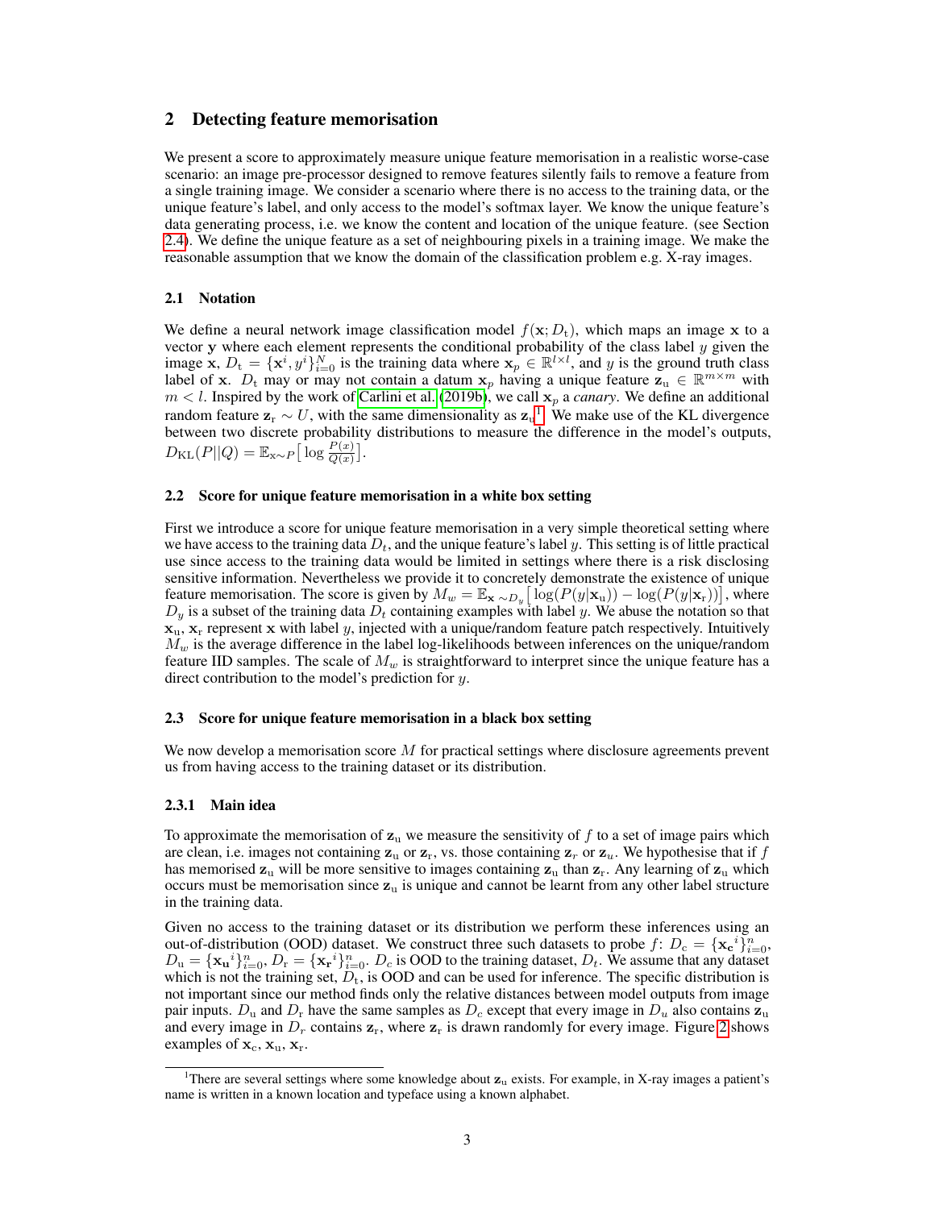## 2 Detecting feature memorisation

We present a score to approximately measure unique feature memorisation in a realistic worse-case scenario: an image pre-processor designed to remove features silently fails to remove a feature from a single training image. We consider a scenario where there is no access to the training data, or the unique feature's label, and only access to the model's softmax layer. We know the unique feature's data generating process, i.e. we know the content and location of the unique feature. (see Section 2.4). We define the unique feature as a set of neighbouring pixels in a training image. We make the reasonable assumption that we know the domain of the classification problem e.g. X-ray images.

### 2.1 Notation

We define a neural network image classification model $f(\mathbf{x}; D_\mathrm{t})$, which maps an image $\mathbf{x}$ to a vector $\mathbf{y}$ where each element represents the conditional probability of the class label $y$ given the image $\mathbf{x}$, $D_\mathrm{t} = \{\mathbf{x}^i, y^i\}_{i=0}^N$ is the training data where $\mathbf{x}_p \in \mathbb{R}^{l \times l}$, and $y$ is the ground truth class label of $\mathbf{x}$. $D_\mathrm{t}$ may or may not contain a datum $\mathbf{x}_p$ having a unique feature $\mathbf{z}_\mathrm{u} \in \mathbb{R}^{m \times m}$ with $m < l$. Inspired by the work of Carlini et al. (2019b), we call $\mathbf{x}_p$ a *canary*. We define an additional random feature $\mathbf{z}_\mathrm{r} \sim U$, with the same dimensionality as $\mathbf{z}_\mathrm{u}$[1]. We make use of the KL divergence between two discrete probability distributions to measure the difference in the model's outputs, $D_{\mathrm{KL}}(P||Q) = \mathbb{E}_{\mathrm{x} \sim P}\big[\log \frac{P(x)}{Q(x)}\big]$.

### 2.2 Score for unique feature memorisation in a white box setting

First we introduce a score for unique feature memorisation in a very simple theoretical setting where we have access to the training data $D_t$, and the unique feature's label $y$. This setting is of little practical use since access to the training data would be limited in settings where there is a risk disclosing sensitive information. Nevertheless we provide it to concretely demonstrate the existence of unique feature memorisation. The score is given by $M_w = \mathbb{E}_{\mathbf{x} \sim D_y}\big[\log(P(y|\mathbf{x}_\mathrm{u})) - \log(P(y|\mathbf{x}_\mathrm{r}))\big]$, where $D_y$ is a subset of the training data $D_t$ containing examples with label $y$. We abuse the notation so that $\mathbf{x}_\mathrm{u}$, $\mathbf{x}_\mathrm{r}$ represent $\mathbf{x}$ with label $y$, injected with a unique/random feature patch respectively. Intuitively $M_w$ is the average difference in the label log-likelihoods between inferences on the unique/random feature IID samples. The scale of $M_w$ is straightforward to interpret since the unique feature has a direct contribution to the model's prediction for $y$.

### 2.3 Score for unique feature memorisation in a black box setting

We now develop a memorisation score $M$ for practical settings where disclosure agreements prevent us from having access to the training dataset or its distribution.

#### 2.3.1 Main idea

To approximate the memorisation of $\mathbf{z}_\mathrm{u}$ we measure the sensitivity of $f$ to a set of image pairs which are clean, i.e. images not containing $\mathbf{z}_\mathrm{u}$ or $\mathbf{z}_\mathrm{r}$, vs. those containing $\mathbf{z}_r$ or $\mathbf{z}_u$. We hypothesise that if $f$ has memorised $\mathbf{z}_\mathrm{u}$ will be more sensitive to images containing $\mathbf{z}_\mathrm{u}$ than $\mathbf{z}_\mathrm{r}$. Any learning of $\mathbf{z}_\mathrm{u}$ which occurs must be memorisation since $\mathbf{z}_\mathrm{u}$ is unique and cannot be learnt from any other label structure in the training data.

Given no access to the training dataset or its distribution we perform these inferences using an out-of-distribution (OOD) dataset. We construct three such datasets to probe $f$: $D_\mathrm{c} = \{\mathbf{x_c}^i\}_{i=0}^n$, $D_\mathrm{u} = \{\mathbf{x_u}^i\}_{i=0}^n$, $D_\mathrm{r} = \{\mathbf{x_r}^i\}_{i=0}^n$. $D_c$ is OOD to the training dataset, $D_t$. We assume that any dataset which is not the training set, $D_t$, is OOD and can be used for inference. The specific distribution is not important since our method finds only the relative distances between model outputs from image pair inputs. $D_u$ and $D_r$ have the same samples as $D_c$ except that every image in $D_u$ also contains $\mathbf{z}_\mathrm{u}$ and every image in $D_r$ contains $\mathbf{z}_\mathrm{r}$, where $\mathbf{z}_\mathrm{r}$ is drawn randomly for every image. Figure 2 shows examples of $\mathbf{x}_\mathrm{c}$, $\mathbf{x}_\mathrm{u}$, $\mathbf{x}_\mathrm{r}$.

[1] There are several settings where some knowledge about $\mathbf{z}_\mathrm{u}$ exists. For example, in X-ray images a patient's name is written in a known location and typeface using a known alphabet.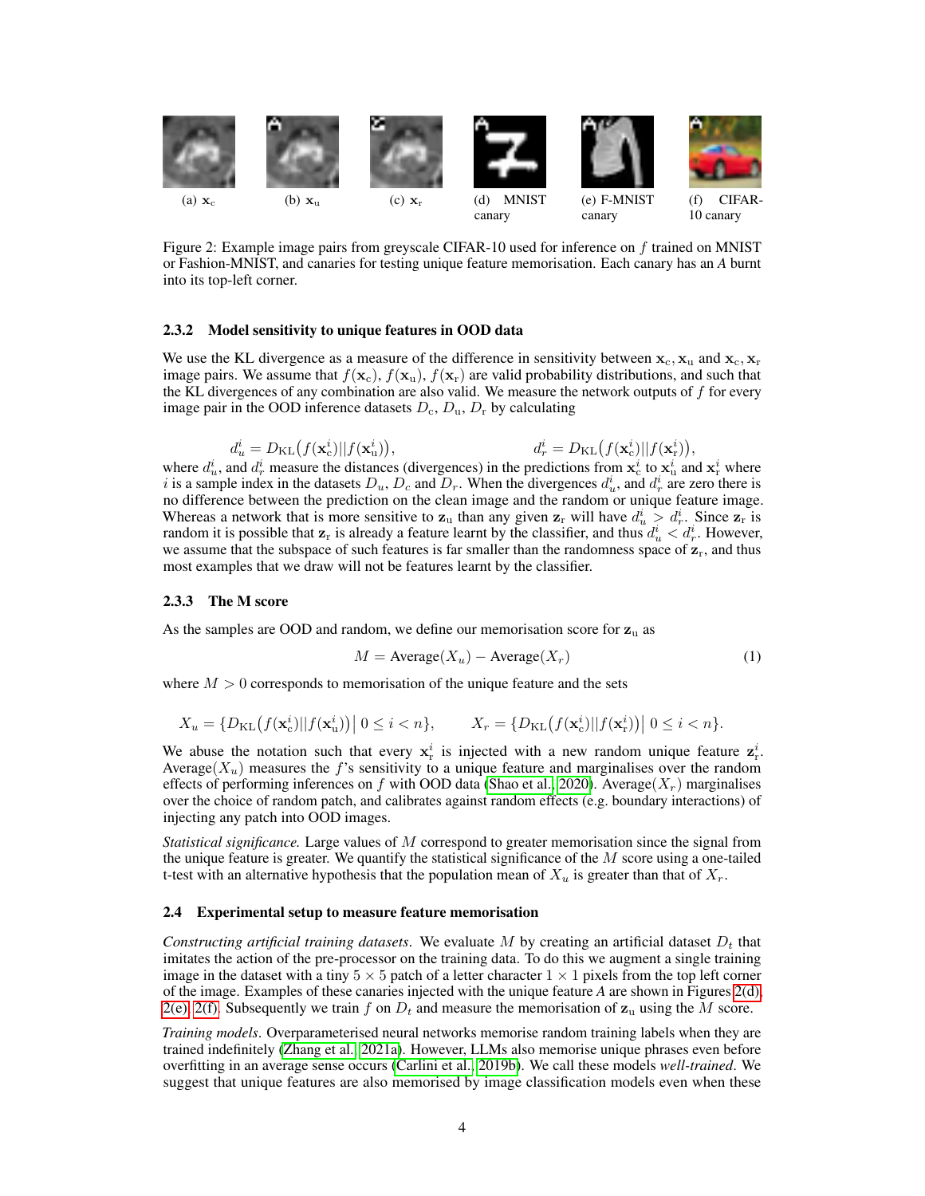(a) $\mathbf{x}_\text{c}$ (b) $\mathbf{x}_\text{u}$ (c) $\mathbf{x}_\text{r}$ (d) MNIST canary (e) F-MNIST canary (f) CIFAR-10 canary

Figure 2: Example image pairs from greyscale CIFAR-10 used for inference on $f$ trained on MNIST or Fashion-MNIST, and canaries for testing unique feature memorisation. Each canary has an *A* burnt into its top-left corner.

#### 2.3.2 Model sensitivity to unique features in OOD data

We use the KL divergence as a measure of the difference in sensitivity between $\mathbf{x}_\text{c}, \mathbf{x}_\text{u}$ and $\mathbf{x}_\text{c}, \mathbf{x}_\text{r}$ image pairs. We assume that $f(\mathbf{x}_\text{c}), f(\mathbf{x}_\text{u}), f(\mathbf{x}_\text{r})$ are valid probability distributions, and such that the KL divergences of any combination are also valid. We measure the network outputs of $f$ for every image pair in the OOD inference datasets $D_\text{c}$, $D_\text{u}$, $D_\text{r}$ by calculating

$$d_u^i = D_\text{KL}\big(f(\mathbf{x}_\text{c}^i)||f(\mathbf{x}_\text{u}^i)\big), \qquad d_r^i = D_\text{KL}\big(f(\mathbf{x}_\text{c}^i)||f(\mathbf{x}_\text{r}^i)\big),$$

where $d_u^i$, and $d_r^i$ measure the distances (divergences) in the predictions from $\mathbf{x}_\text{c}^i$ to $\mathbf{x}_\text{u}^i$ and $\mathbf{x}_\text{r}^i$ where $i$ is a sample index in the datasets $D_u$, $D_c$ and $D_r$. When the divergences $d_u^i$, and $d_r^i$ are zero there is no difference between the prediction on the clean image and the random or unique feature image. Whereas a network that is more sensitive to $\mathbf{z}_\text{u}$ than any given $\mathbf{z}_\text{r}$ will have $d_u^i > d_r^i$. Since $\mathbf{z}_\text{r}$ is random it is possible that $\mathbf{z}_\text{r}$ is already a feature learnt by the classifier, and thus $d_u^i < d_r^i$. However, we assume that the subspace of such features is far smaller than the randomness space of $\mathbf{z}_\text{r}$, and thus most examples that we draw will not be features learnt by the classifier.

#### 2.3.3 The M score

As the samples are OOD and random, we define our memorisation score for $\mathbf{z}_\text{u}$ as

$$M = \text{Average}(X_u) - \text{Average}(X_r) \tag{1}$$

where $M > 0$ corresponds to memorisation of the unique feature and the sets

$$X_u = \{D_\text{KL}\big(f(\mathbf{x}_\text{c}^i)||f(\mathbf{x}_\text{u}^i)\big)\,\big|\, 0 \leq i < n\}, \qquad X_r = \{D_\text{KL}\big(f(\mathbf{x}_\text{c}^i)||f(\mathbf{x}_\text{r}^i)\big)\,\big|\, 0 \leq i < n\}.$$

We abuse the notation such that every $\mathbf{x}_\text{r}^i$ is injected with a new random unique feature $\mathbf{z}_\text{r}^i$. $\text{Average}(X_u)$ measures the $f$'s sensitivity to a unique feature and marginalises over the random effects of performing inferences on $f$ with OOD data (Shao et al., 2020). $\text{Average}(X_r)$ marginalises over the choice of random patch, and calibrates against random effects (e.g. boundary interactions) of injecting any patch into OOD images.

*Statistical significance.* Large values of $M$ correspond to greater memorisation since the signal from the unique feature is greater. We quantify the statistical significance of the $M$ score using a one-tailed t-test with an alternative hypothesis that the population mean of $X_u$ is greater than that of $X_r$.

### 2.4 Experimental setup to measure feature memorisation

*Constructing artificial training datasets*. We evaluate $M$ by creating an artificial dataset $D_t$ that imitates the action of the pre-processor on the training data. To do this we augment a single training image in the dataset with a tiny $5 \times 5$ patch of a letter character $1 \times 1$ pixels from the top left corner of the image. Examples of these canaries injected with the unique feature *A* are shown in Figures 2(d), 2(e), 2(f). Subsequently we train $f$ on $D_t$ and measure the memorisation of $\mathbf{z}_\text{u}$ using the $M$ score.

*Training models*. Overparameterised neural networks memorise random training labels when they are trained indefinitely (Zhang et al., 2021a). However, LLMs also memorise unique phrases even before overfitting in an average sense occurs (Carlini et al., 2019b). We call these models *well-trained*. We suggest that unique features are also memorised by image classification models even when these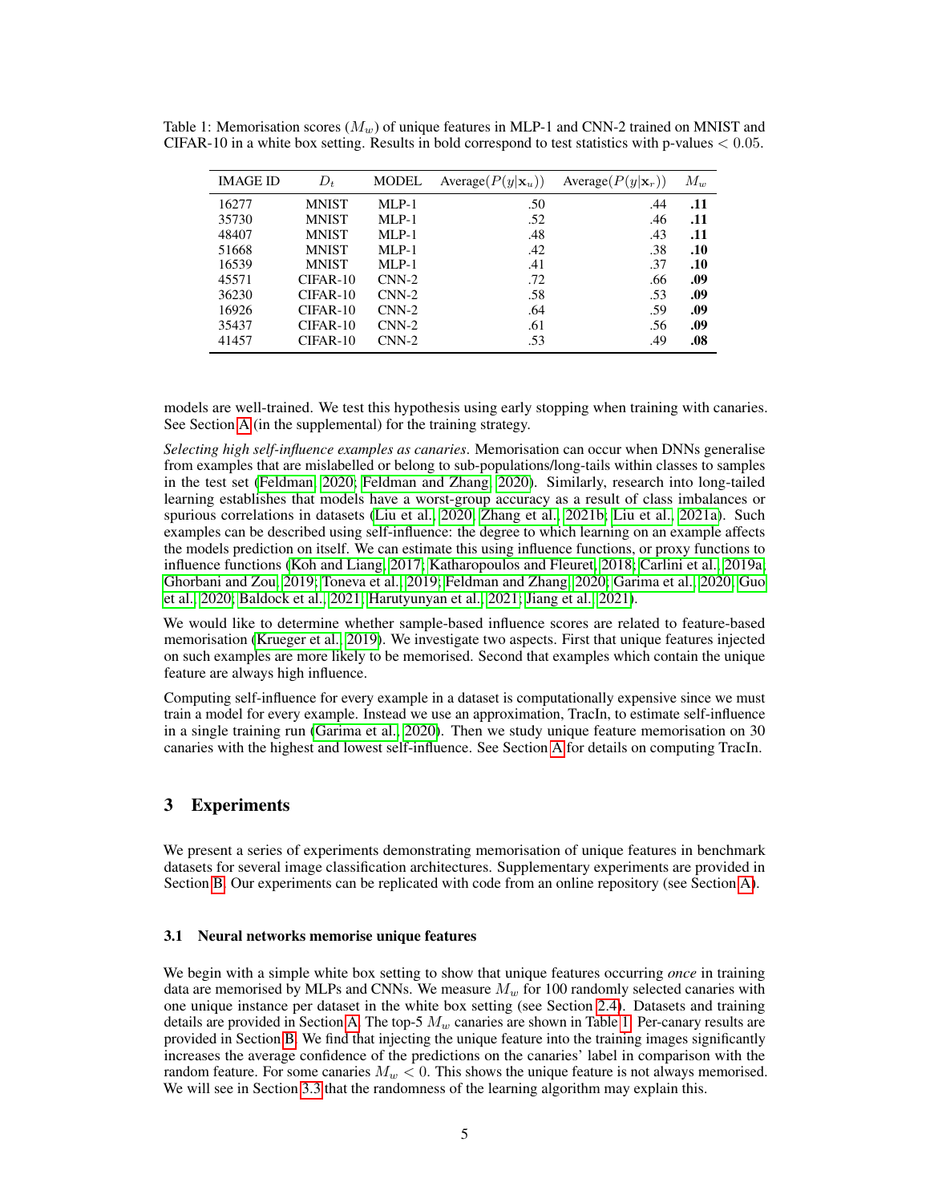Table 1: Memorisation scores ($M_w$) of unique features in MLP-1 and CNN-2 trained on MNIST and CIFAR-10 in a white box setting. Results in bold correspond to test statistics with p-values $< 0.05$.

| IMAGE ID | $D_t$ | MODEL | Average($P(y\|\mathbf{x}_u)$) | Average($P(y\|\mathbf{x}_r)$) | $M_w$ |
|---|---|---|---|---|---|
| 16277 | MNIST | MLP-1 | .50 | .44 | **.11** |
| 35730 | MNIST | MLP-1 | .52 | .46 | **.11** |
| 48407 | MNIST | MLP-1 | .48 | .43 | **.11** |
| 51668 | MNIST | MLP-1 | .42 | .38 | **.10** |
| 16539 | MNIST | MLP-1 | .41 | .37 | **.10** |
| 45571 | CIFAR-10 | CNN-2 | .72 | .66 | **.09** |
| 36230 | CIFAR-10 | CNN-2 | .58 | .53 | **.09** |
| 16926 | CIFAR-10 | CNN-2 | .64 | .59 | **.09** |
| 35437 | CIFAR-10 | CNN-2 | .61 | .56 | **.09** |
| 41457 | CIFAR-10 | CNN-2 | .53 | .49 | **.08** |

models are well-trained. We test this hypothesis using early stopping when training with canaries. See Section A (in the supplemental) for the training strategy.

*Selecting high self-influence examples as canaries*. Memorisation can occur when DNNs generalise from examples that are mislabelled or belong to sub-populations/long-tails within classes to samples in the test set (Feldman, 2020; Feldman and Zhang, 2020). Similarly, research into long-tailed learning establishes that models have a worst-group accuracy as a result of class imbalances or spurious correlations in datasets (Liu et al., 2020; Zhang et al., 2021b; Liu et al., 2021a). Such examples can be described using self-influence: the degree to which learning on an example affects the models prediction on itself. We can estimate this using influence functions, or proxy functions to influence functions (Koh and Liang, 2017; Katharopoulos and Fleuret, 2018; Carlini et al., 2019a; Ghorbani and Zou, 2019; Toneva et al., 2019; Feldman and Zhang, 2020; Garima et al., 2020; Guo et al., 2020; Baldock et al., 2021; Harutyunyan et al., 2021; Jiang et al., 2021).

We would like to determine whether sample-based influence scores are related to feature-based memorisation (Krueger et al., 2019). We investigate two aspects. First that unique features injected on such examples are more likely to be memorised. Second that examples which contain the unique feature are always high influence.

Computing self-influence for every example in a dataset is computationally expensive since we must train a model for every example. Instead we use an approximation, TracIn, to estimate self-influence in a single training run (Garima et al., 2020). Then we study unique feature memorisation on 30 canaries with the highest and lowest self-influence. See Section A for details on computing TracIn.

# 3 Experiments

We present a series of experiments demonstrating memorisation of unique features in benchmark datasets for several image classification architectures. Supplementary experiments are provided in Section B. Our experiments can be replicated with code from an online repository (see Section A).

### 3.1 Neural networks memorise unique features

We begin with a simple white box setting to show that unique features occurring *once* in training data are memorised by MLPs and CNNs. We measure $M_w$ for 100 randomly selected canaries with one unique instance per dataset in the white box setting (see Section 2.4). Datasets and training details are provided in Section A. The top-5 $M_w$ canaries are shown in Table 1. Per-canary results are provided in Section B. We find that injecting the unique feature into the training images significantly increases the average confidence of the predictions on the canaries' label in comparison with the random feature. For some canaries $M_w < 0$. This shows the unique feature is not always memorised. We will see in Section 3.3 that the randomness of the learning algorithm may explain this.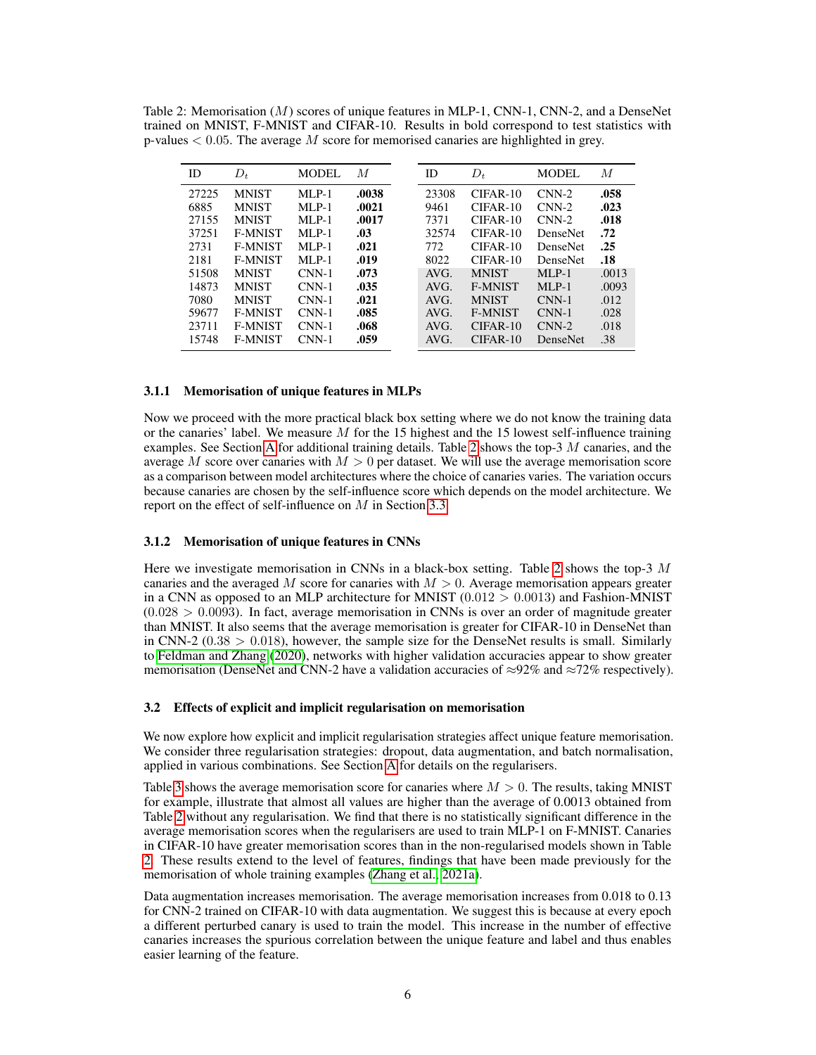Table 2: Memorisation ($M$) scores of unique features in MLP-1, CNN-1, CNN-2, and a DenseNet trained on MNIST, F-MNIST and CIFAR-10. Results in bold correspond to test statistics with p-values $< 0.05$. The average $M$ score for memorised canaries are highlighted in grey.

| ID | $D_t$ | MODEL | $M$ |
|---|---|---|---|
| 27225 | MNIST | MLP-1 | **.0038** |
| 6885 | MNIST | MLP-1 | **.0021** |
| 27155 | MNIST | MLP-1 | **.0017** |
| 37251 | F-MNIST | MLP-1 | **.03** |
| 2731 | F-MNIST | MLP-1 | **.021** |
| 2181 | F-MNIST | MLP-1 | **.019** |
| 51508 | MNIST | CNN-1 | **.073** |
| 14873 | MNIST | CNN-1 | **.035** |
| 7080 | MNIST | CNN-1 | **.021** |
| 59677 | F-MNIST | CNN-1 | **.085** |
| 23711 | F-MNIST | CNN-1 | **.068** |
| 15748 | F-MNIST | CNN-1 | **.059** |
| 23308 | CIFAR-10 | CNN-2 | **.058** |
| 9461 | CIFAR-10 | CNN-2 | **.023** |
| 7371 | CIFAR-10 | CNN-2 | **.018** |
| 32574 | CIFAR-10 | DenseNet | **.72** |
| 772 | CIFAR-10 | DenseNet | **.25** |
| 8022 | CIFAR-10 | DenseNet | **.18** |
| AVG. | MNIST | MLP-1 | .0013 |
| AVG. | F-MNIST | MLP-1 | .0093 |
| AVG. | MNIST | CNN-1 | .012 |
| AVG. | F-MNIST | CNN-1 | .028 |
| AVG. | CIFAR-10 | CNN-2 | .018 |
| AVG. | CIFAR-10 | DenseNet | .38 |

#### 3.1.1 Memorisation of unique features in MLPs

Now we proceed with the more practical black box setting where we do not know the training data or the canaries' label. We measure $M$ for the 15 highest and the 15 lowest self-influence training examples. See Section A for additional training details. Table 2 shows the top-3 $M$ canaries, and the average $M$ score over canaries with $M > 0$ per dataset. We will use the average memorisation score as a comparison between model architectures where the choice of canaries varies. The variation occurs because canaries are chosen by the self-influence score which depends on the model architecture. We report on the effect of self-influence on $M$ in Section 3.3.

#### 3.1.2 Memorisation of unique features in CNNs

Here we investigate memorisation in CNNs in a black-box setting. Table 2 shows the top-3 $M$ canaries and the averaged $M$ score for canaries with $M > 0$. Average memorisation appears greater in a CNN as opposed to an MLP architecture for MNIST ($0.012 > 0.0013$) and Fashion-MNIST ($0.028 > 0.0093$). In fact, average memorisation in CNNs is over an order of magnitude greater than MNIST. It also seems that the average memorisation is greater for CIFAR-10 in DenseNet than in CNN-2 ($0.38 > 0.018$), however, the sample size for the DenseNet results is small. Similarly to Feldman and Zhang (2020), networks with higher validation accuracies appear to show greater memorisation (DenseNet and CNN-2 have a validation accuracies of ≈92% and ≈72% respectively).

### 3.2 Effects of explicit and implicit regularisation on memorisation

We now explore how explicit and implicit regularisation strategies affect unique feature memorisation. We consider three regularisation strategies: dropout, data augmentation, and batch normalisation, applied in various combinations. See Section A for details on the regularisers.

Table 3 shows the average memorisation score for canaries where $M > 0$. The results, taking MNIST for example, illustrate that almost all values are higher than the average of 0.0013 obtained from Table 2 without any regularisation. We find that there is no statistically significant difference in the average memorisation scores when the regularisers are used to train MLP-1 on F-MNIST. Canaries in CIFAR-10 have greater memorisation scores than in the non-regularised models shown in Table 2. These results extend to the level of features, findings that have been made previously for the memorisation of whole training examples (Zhang et al., 2021a).

Data augmentation increases memorisation. The average memorisation increases from 0.018 to 0.13 for CNN-2 trained on CIFAR-10 with data augmentation. We suggest this is because at every epoch a different perturbed canary is used to train the model. This increase in the number of effective canaries increases the spurious correlation between the unique feature and label and thus enables easier learning of the feature.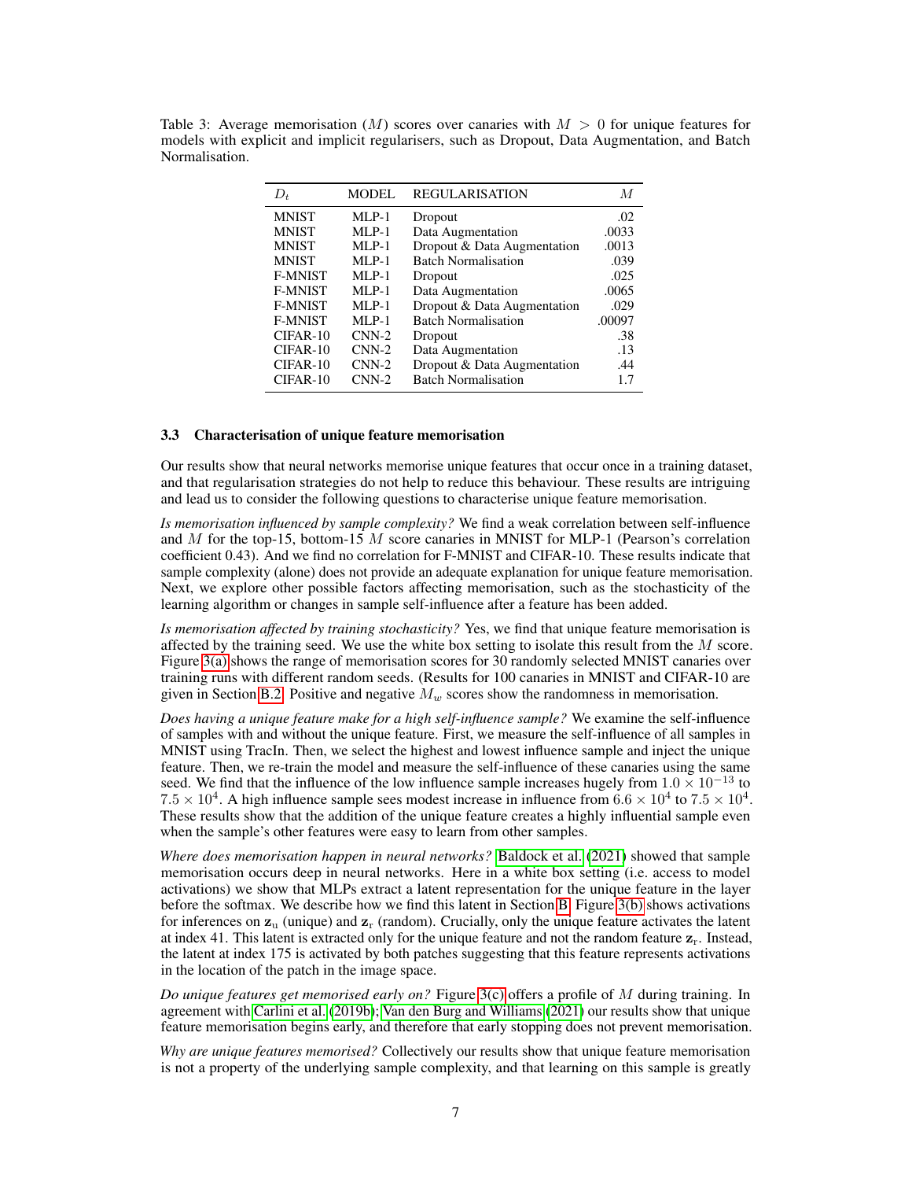Table 3: Average memorisation ($M$) scores over canaries with $M > 0$ for unique features for models with explicit and implicit regularisers, such as Dropout, Data Augmentation, and Batch Normalisation.

| $D_t$ | MODEL | REGULARISATION | $M$ |
|---|---|---|---|
| MNIST | MLP-1 | Dropout | .02 |
| MNIST | MLP-1 | Data Augmentation | .0033 |
| MNIST | MLP-1 | Dropout & Data Augmentation | .0013 |
| MNIST | MLP-1 | Batch Normalisation | .039 |
| F-MNIST | MLP-1 | Dropout | .025 |
| F-MNIST | MLP-1 | Data Augmentation | .0065 |
| F-MNIST | MLP-1 | Dropout & Data Augmentation | .029 |
| F-MNIST | MLP-1 | Batch Normalisation | .00097 |
| CIFAR-10 | CNN-2 | Dropout | .38 |
| CIFAR-10 | CNN-2 | Data Augmentation | .13 |
| CIFAR-10 | CNN-2 | Dropout & Data Augmentation | .44 |
| CIFAR-10 | CNN-2 | Batch Normalisation | 1.7 |

### 3.3 Characterisation of unique feature memorisation

Our results show that neural networks memorise unique features that occur once in a training dataset, and that regularisation strategies do not help to reduce this behaviour. These results are intriguing and lead us to consider the following questions to characterise unique feature memorisation.

*Is memorisation influenced by sample complexity?* We find a weak correlation between self-influence and $M$ for the top-15, bottom-15 $M$ score canaries in MNIST for MLP-1 (Pearson's correlation coefficient 0.43). And we find no correlation for F-MNIST and CIFAR-10. These results indicate that sample complexity (alone) does not provide an adequate explanation for unique feature memorisation. Next, we explore other possible factors affecting memorisation, such as the stochasticity of the learning algorithm or changes in sample self-influence after a feature has been added.

*Is memorisation affected by training stochasticity?* Yes, we find that unique feature memorisation is affected by the training seed. We use the white box setting to isolate this result from the $M$ score. Figure 3(a) shows the range of memorisation scores for 30 randomly selected MNIST canaries over training runs with different random seeds. (Results for 100 canaries in MNIST and CIFAR-10 are given in Section B.2. Positive and negative $M_w$ scores show the randomness in memorisation.

*Does having a unique feature make for a high self-influence sample?* We examine the self-influence of samples with and without the unique feature. First, we measure the self-influence of all samples in MNIST using TracIn. Then, we select the highest and lowest influence sample and inject the unique feature. Then, we re-train the model and measure the self-influence of these canaries using the same seed. We find that the influence of the low influence sample increases hugely from $1.0 \times 10^{-13}$ to $7.5 \times 10^{4}$. A high influence sample sees modest increase in influence from $6.6 \times 10^{4}$ to $7.5 \times 10^{4}$. These results show that the addition of the unique feature creates a highly influential sample even when the sample's other features were easy to learn from other samples.

*Where does memorisation happen in neural networks?* Baldock et al. (2021) showed that sample memorisation occurs deep in neural networks. Here in a white box setting (i.e. access to model activations) we show that MLPs extract a latent representation for the unique feature in the layer before the softmax. We describe how we find this latent in Section B. Figure 3(b) shows activations for inferences on $\mathbf{z}_{\mathrm{u}}$ (unique) and $\mathbf{z}_{\mathrm{r}}$ (random). Crucially, only the unique feature activates the latent at index 41. This latent is extracted only for the unique feature and not the random feature $\mathbf{z}_{\mathrm{r}}$. Instead, the latent at index 175 is activated by both patches suggesting that this feature represents activations in the location of the patch in the image space.

*Do unique features get memorised early on?* Figure 3(c) offers a profile of $M$ during training. In agreement with Carlini et al. (2019b); Van den Burg and Williams (2021) our results show that unique feature memorisation begins early, and therefore that early stopping does not prevent memorisation.

*Why are unique features memorised?* Collectively our results show that unique feature memorisation is not a property of the underlying sample complexity, and that learning on this sample is greatly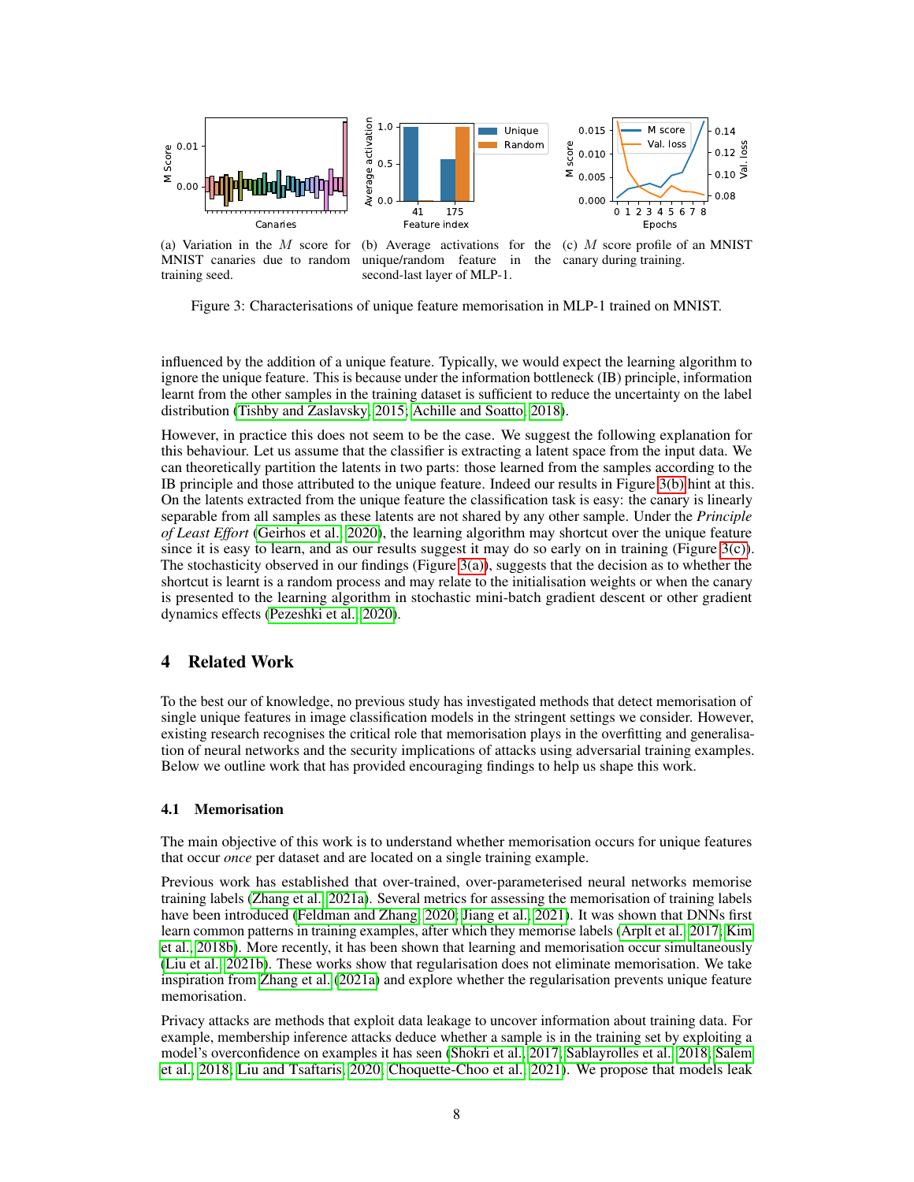(a) Variation in the $M$ score for MNIST canaries due to random training seed.

(b) Average activations for the unique/random feature in the second-last layer of MLP-1.

(c) $M$ score profile of an MNIST canary during training.

Figure 3: Characterisations of unique feature memorisation in MLP-1 trained on MNIST.

influenced by the addition of a unique feature. Typically, we would expect the learning algorithm to ignore the unique feature. This is because under the information bottleneck (IB) principle, information learnt from the other samples in the training dataset is sufficient to reduce the uncertainty on the label distribution (Tishby and Zaslavsky, 2015; Achille and Soatto, 2018).

However, in practice this does not seem to be the case. We suggest the following explanation for this behaviour. Let us assume that the classifier is extracting a latent space from the input data. We can theoretically partition the latents in two parts: those learned from the samples according to the IB principle and those attributed to the unique feature. Indeed our results in Figure 3(b) hint at this. On the latents extracted from the unique feature the classification task is easy: the canary is linearly separable from all samples as these latents are not shared by any other sample. Under the *Principle of Least Effort* (Geirhos et al., 2020), the learning algorithm may shortcut over the unique feature since it is easy to learn, and as our results suggest it may do so early on in training (Figure 3(c)). The stochasticity observed in our findings (Figure 3(a)), suggests that the decision as to whether the shortcut is learnt is a random process and may relate to the initialisation weights or when the canary is presented to the learning algorithm in stochastic mini-batch gradient descent or other gradient dynamics effects (Pezeshki et al., 2020).

## 4 Related Work

To the best our of knowledge, no previous study has investigated methods that detect memorisation of single unique features in image classification models in the stringent settings we consider. However, existing research recognises the critical role that memorisation plays in the overfitting and generalisation of neural networks and the security implications of attacks using adversarial training examples. Below we outline work that has provided encouraging findings to help us shape this work.

### 4.1 Memorisation

The main objective of this work is to understand whether memorisation occurs for unique features that occur *once* per dataset and are located on a single training example.

Previous work has established that over-trained, over-parameterised neural networks memorise training labels (Zhang et al., 2021a). Several metrics for assessing the memorisation of training labels have been introduced (Feldman and Zhang, 2020; Jiang et al., 2021). It was shown that DNNs first learn common patterns in training examples, after which they memorise labels (Arplt et al., 2017; Kim et al., 2018b). More recently, it has been shown that learning and memorisation occur simultaneously (Liu et al., 2021b). These works show that regularisation does not eliminate memorisation. We take inspiration from Zhang et al. (2021a) and explore whether the regularisation prevents unique feature memorisation.

Privacy attacks are methods that exploit data leakage to uncover information about training data. For example, membership inference attacks deduce whether a sample is in the training set by exploiting a model's overconfidence on examples it has seen (Shokri et al., 2017; Sablayrolles et al., 2018; Salem et al., 2018; Liu and Tsaftaris, 2020; Choquette-Choo et al., 2021). We propose that models leak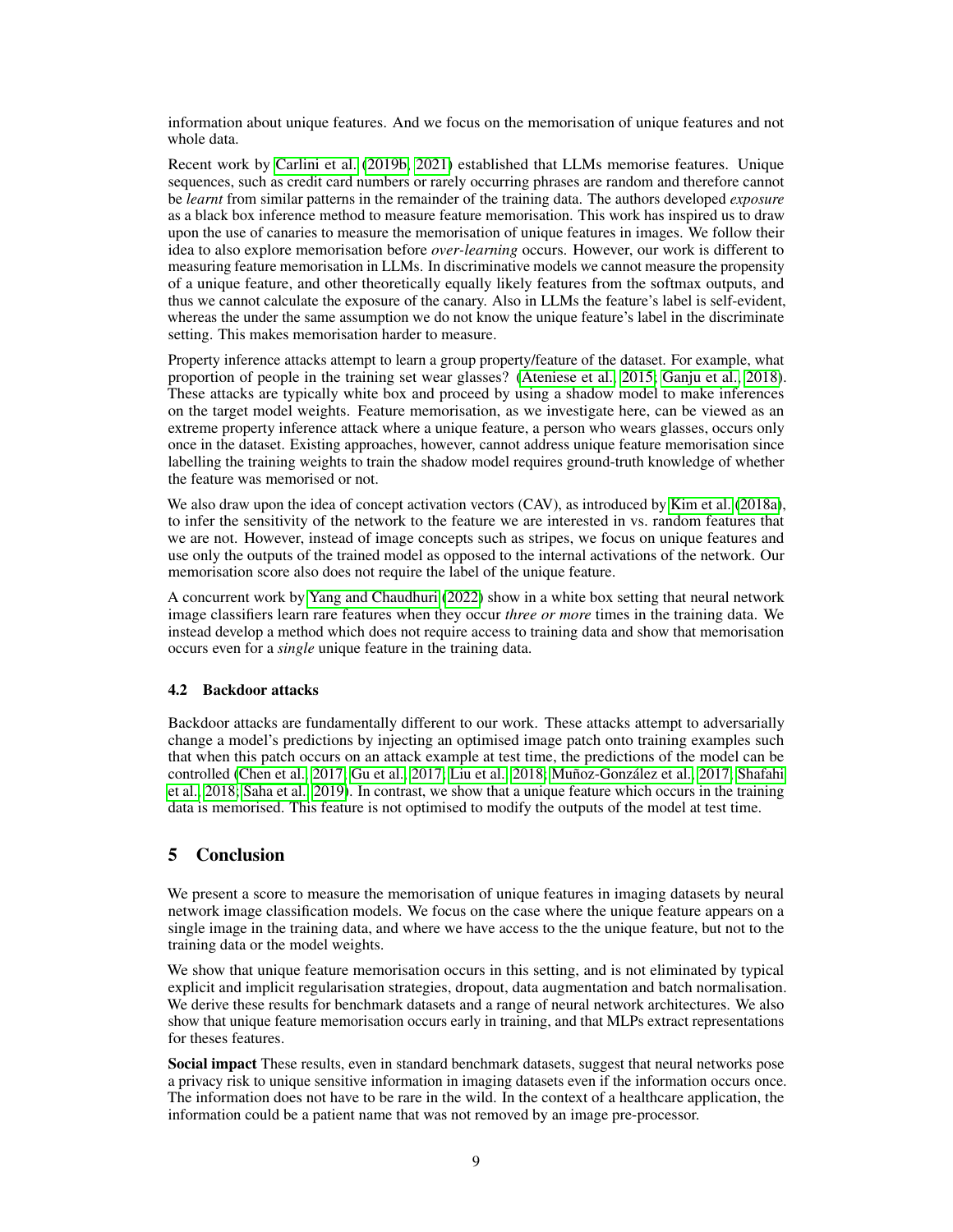information about unique features. And we focus on the memorisation of unique features and not whole data.

Recent work by Carlini et al. (2019b, 2021) established that LLMs memorise features. Unique sequences, such as credit card numbers or rarely occurring phrases are random and therefore cannot be *learnt* from similar patterns in the remainder of the training data. The authors developed *exposure* as a black box inference method to measure feature memorisation. This work has inspired us to draw upon the use of canaries to measure the memorisation of unique features in images. We follow their idea to also explore memorisation before *over-learning* occurs. However, our work is different to measuring feature memorisation in LLMs. In discriminative models we cannot measure the propensity of a unique feature, and other theoretically equally likely features from the softmax outputs, and thus we cannot calculate the exposure of the canary. Also in LLMs the feature's label is self-evident, whereas the under the same assumption we do not know the unique feature's label in the discriminate setting. This makes memorisation harder to measure.

Property inference attacks attempt to learn a group property/feature of the dataset. For example, what proportion of people in the training set wear glasses? (Ateniese et al., 2015; Ganju et al., 2018). These attacks are typically white box and proceed by using a shadow model to make inferences on the target model weights. Feature memorisation, as we investigate here, can be viewed as an extreme property inference attack where a unique feature, a person who wears glasses, occurs only once in the dataset. Existing approaches, however, cannot address unique feature memorisation since labelling the training weights to train the shadow model requires ground-truth knowledge of whether the feature was memorised or not.

We also draw upon the idea of concept activation vectors (CAV), as introduced by Kim et al. (2018a), to infer the sensitivity of the network to the feature we are interested in vs. random features that we are not. However, instead of image concepts such as stripes, we focus on unique features and use only the outputs of the trained model as opposed to the internal activations of the network. Our memorisation score also does not require the label of the unique feature.

A concurrent work by Yang and Chaudhuri (2022) show in a white box setting that neural network image classifiers learn rare features when they occur *three or more* times in the training data. We instead develop a method which does not require access to training data and show that memorisation occurs even for a *single* unique feature in the training data.

### 4.2 Backdoor attacks

Backdoor attacks are fundamentally different to our work. These attacks attempt to adversarially change a model's predictions by injecting an optimised image patch onto training examples such that when this patch occurs on an attack example at test time, the predictions of the model can be controlled (Chen et al., 2017; Gu et al., 2017; Liu et al., 2018; Muñoz-González et al., 2017; Shafahi et al., 2018; Saha et al., 2019). In contrast, we show that a unique feature which occurs in the training data is memorised. This feature is not optimised to modify the outputs of the model at test time.

## 5 Conclusion

We present a score to measure the memorisation of unique features in imaging datasets by neural network image classification models. We focus on the case where the unique feature appears on a single image in the training data, and where we have access to the the unique feature, but not to the training data or the model weights.

We show that unique feature memorisation occurs in this setting, and is not eliminated by typical explicit and implicit regularisation strategies, dropout, data augmentation and batch normalisation. We derive these results for benchmark datasets and a range of neural network architectures. We also show that unique feature memorisation occurs early in training, and that MLPs extract representations for theses features.

**Social impact** These results, even in standard benchmark datasets, suggest that neural networks pose a privacy risk to unique sensitive information in imaging datasets even if the information occurs once. The information does not have to be rare in the wild. In the context of a healthcare application, the information could be a patient name that was not removed by an image pre-processor.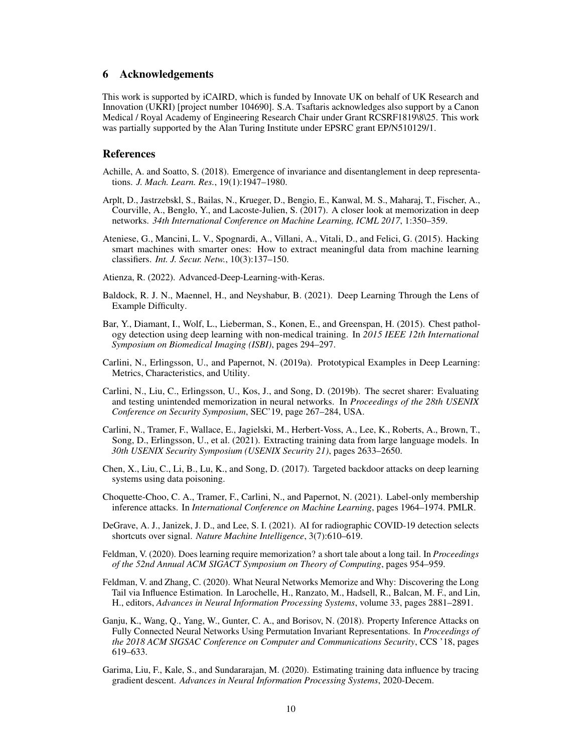## 6 Acknowledgements

This work is supported by iCAIRD, which is funded by Innovate UK on behalf of UK Research and Innovation (UKRI) [project number 104690]. S.A. Tsaftaris acknowledges also support by a Canon Medical / Royal Academy of Engineering Research Chair under Grant RCSRF1819\8\25. This work was partially supported by the Alan Turing Institute under EPSRC grant EP/N510129/1.

## References

Achille, A. and Soatto, S. (2018). Emergence of invariance and disentanglement in deep representations. *J. Mach. Learn. Res.*, 19(1):1947–1980.

Arplt, D., Jastrzebskl, S., Bailas, N., Krueger, D., Bengio, E., Kanwal, M. S., Maharaj, T., Fischer, A., Courville, A., Benglo, Y., and Lacoste-Julien, S. (2017). A closer look at memorization in deep networks. *34th International Conference on Machine Learning, ICML 2017*, 1:350–359.

Ateniese, G., Mancini, L. V., Spognardi, A., Villani, A., Vitali, D., and Felici, G. (2015). Hacking smart machines with smarter ones: How to extract meaningful data from machine learning classifiers. *Int. J. Secur. Netw.*, 10(3):137–150.

Atienza, R. (2022). Advanced-Deep-Learning-with-Keras.

Baldock, R. J. N., Maennel, H., and Neyshabur, B. (2021). Deep Learning Through the Lens of Example Difficulty.

Bar, Y., Diamant, I., Wolf, L., Lieberman, S., Konen, E., and Greenspan, H. (2015). Chest pathology detection using deep learning with non-medical training. In *2015 IEEE 12th International Symposium on Biomedical Imaging (ISBI)*, pages 294–297.

Carlini, N., Erlingsson, U., and Papernot, N. (2019a). Prototypical Examples in Deep Learning: Metrics, Characteristics, and Utility.

Carlini, N., Liu, C., Erlingsson, U., Kos, J., and Song, D. (2019b). The secret sharer: Evaluating and testing unintended memorization in neural networks. In *Proceedings of the 28th USENIX Conference on Security Symposium*, SEC'19, page 267–284, USA.

Carlini, N., Tramer, F., Wallace, E., Jagielski, M., Herbert-Voss, A., Lee, K., Roberts, A., Brown, T., Song, D., Erlingsson, U., et al. (2021). Extracting training data from large language models. In *30th USENIX Security Symposium (USENIX Security 21)*, pages 2633–2650.

Chen, X., Liu, C., Li, B., Lu, K., and Song, D. (2017). Targeted backdoor attacks on deep learning systems using data poisoning.

Choquette-Choo, C. A., Tramer, F., Carlini, N., and Papernot, N. (2021). Label-only membership inference attacks. In *International Conference on Machine Learning*, pages 1964–1974. PMLR.

DeGrave, A. J., Janizek, J. D., and Lee, S. I. (2021). AI for radiographic COVID-19 detection selects shortcuts over signal. *Nature Machine Intelligence*, 3(7):610–619.

Feldman, V. (2020). Does learning require memorization? a short tale about a long tail. In *Proceedings of the 52nd Annual ACM SIGACT Symposium on Theory of Computing*, pages 954–959.

Feldman, V. and Zhang, C. (2020). What Neural Networks Memorize and Why: Discovering the Long Tail via Influence Estimation. In Larochelle, H., Ranzato, M., Hadsell, R., Balcan, M. F., and Lin, H., editors, *Advances in Neural Information Processing Systems*, volume 33, pages 2881–2891.

Ganju, K., Wang, Q., Yang, W., Gunter, C. A., and Borisov, N. (2018). Property Inference Attacks on Fully Connected Neural Networks Using Permutation Invariant Representations. In *Proceedings of the 2018 ACM SIGSAC Conference on Computer and Communications Security*, CCS '18, pages 619–633.

Garima, Liu, F., Kale, S., and Sundararajan, M. (2020). Estimating training data influence by tracing gradient descent. *Advances in Neural Information Processing Systems*, 2020-Decem.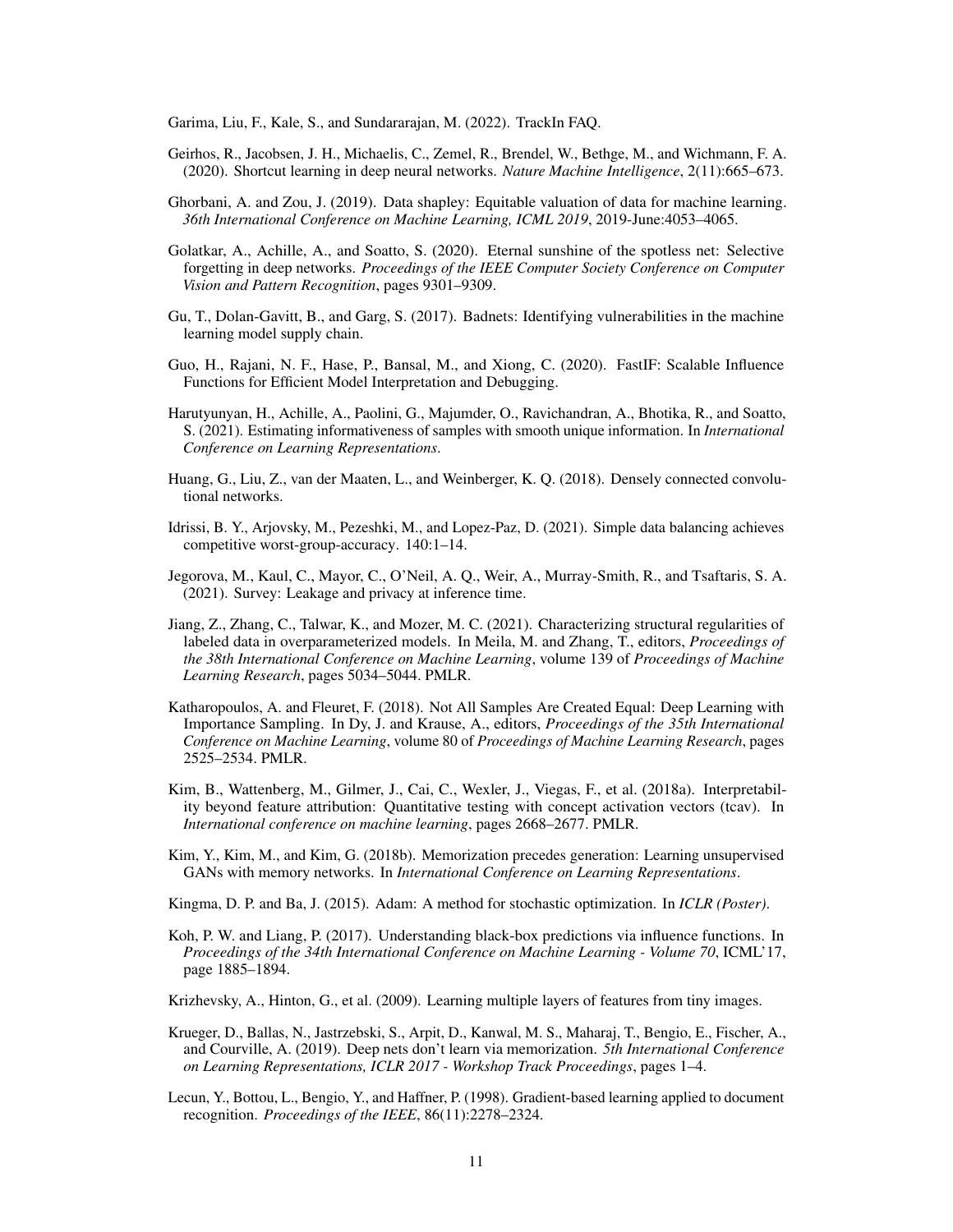Garima, Liu, F., Kale, S., and Sundararajan, M. (2022). TrackIn FAQ.

Geirhos, R., Jacobsen, J. H., Michaelis, C., Zemel, R., Brendel, W., Bethge, M., and Wichmann, F. A. (2020). Shortcut learning in deep neural networks. *Nature Machine Intelligence*, 2(11):665–673.

Ghorbani, A. and Zou, J. (2019). Data shapley: Equitable valuation of data for machine learning. *36th International Conference on Machine Learning, ICML 2019*, 2019-June:4053–4065.

Golatkar, A., Achille, A., and Soatto, S. (2020). Eternal sunshine of the spotless net: Selective forgetting in deep networks. *Proceedings of the IEEE Computer Society Conference on Computer Vision and Pattern Recognition*, pages 9301–9309.

Gu, T., Dolan-Gavitt, B., and Garg, S. (2017). Badnets: Identifying vulnerabilities in the machine learning model supply chain.

Guo, H., Rajani, N. F., Hase, P., Bansal, M., and Xiong, C. (2020). FastIF: Scalable Influence Functions for Efficient Model Interpretation and Debugging.

Harutyunyan, H., Achille, A., Paolini, G., Majumder, O., Ravichandran, A., Bhotika, R., and Soatto, S. (2021). Estimating informativeness of samples with smooth unique information. In *International Conference on Learning Representations*.

Huang, G., Liu, Z., van der Maaten, L., and Weinberger, K. Q. (2018). Densely connected convolutional networks.

Idrissi, B. Y., Arjovsky, M., Pezeshki, M., and Lopez-Paz, D. (2021). Simple data balancing achieves competitive worst-group-accuracy. 140:1–14.

Jegorova, M., Kaul, C., Mayor, C., O'Neil, A. Q., Weir, A., Murray-Smith, R., and Tsaftaris, S. A. (2021). Survey: Leakage and privacy at inference time.

Jiang, Z., Zhang, C., Talwar, K., and Mozer, M. C. (2021). Characterizing structural regularities of labeled data in overparameterized models. In Meila, M. and Zhang, T., editors, *Proceedings of the 38th International Conference on Machine Learning*, volume 139 of *Proceedings of Machine Learning Research*, pages 5034–5044. PMLR.

Katharopoulos, A. and Fleuret, F. (2018). Not All Samples Are Created Equal: Deep Learning with Importance Sampling. In Dy, J. and Krause, A., editors, *Proceedings of the 35th International Conference on Machine Learning*, volume 80 of *Proceedings of Machine Learning Research*, pages 2525–2534. PMLR.

Kim, B., Wattenberg, M., Gilmer, J., Cai, C., Wexler, J., Viegas, F., et al. (2018a). Interpretability beyond feature attribution: Quantitative testing with concept activation vectors (tcav). In *International conference on machine learning*, pages 2668–2677. PMLR.

Kim, Y., Kim, M., and Kim, G. (2018b). Memorization precedes generation: Learning unsupervised GANs with memory networks. In *International Conference on Learning Representations*.

Kingma, D. P. and Ba, J. (2015). Adam: A method for stochastic optimization. In *ICLR (Poster)*.

Koh, P. W. and Liang, P. (2017). Understanding black-box predictions via influence functions. In *Proceedings of the 34th International Conference on Machine Learning - Volume 70*, ICML'17, page 1885–1894.

Krizhevsky, A., Hinton, G., et al. (2009). Learning multiple layers of features from tiny images.

Krueger, D., Ballas, N., Jastrzebski, S., Arpit, D., Kanwal, M. S., Maharaj, T., Bengio, E., Fischer, A., and Courville, A. (2019). Deep nets don't learn via memorization. *5th International Conference on Learning Representations, ICLR 2017 - Workshop Track Proceedings*, pages 1–4.

Lecun, Y., Bottou, L., Bengio, Y., and Haffner, P. (1998). Gradient-based learning applied to document recognition. *Proceedings of the IEEE*, 86(11):2278–2324.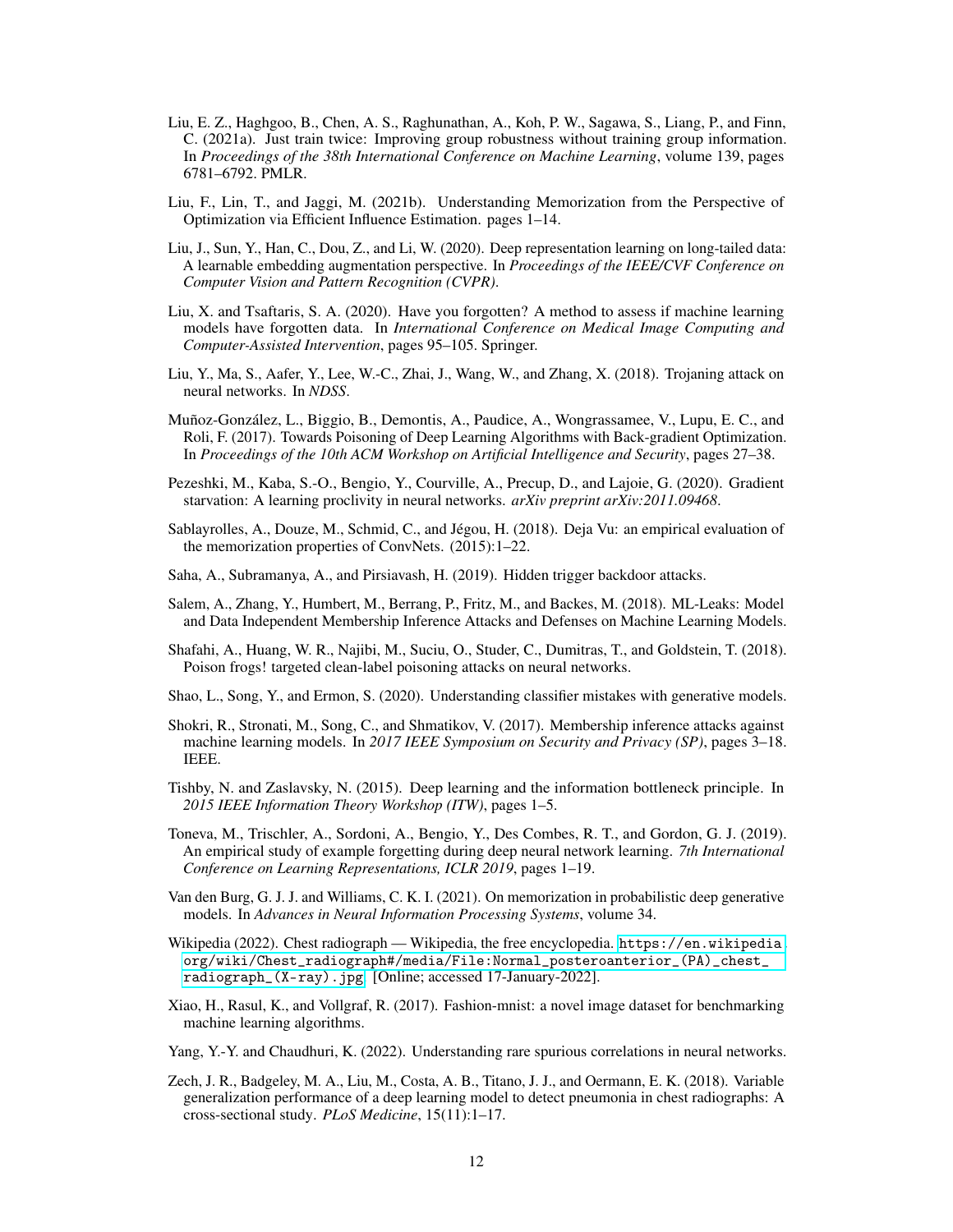Liu, E. Z., Haghgoo, B., Chen, A. S., Raghunathan, A., Koh, P. W., Sagawa, S., Liang, P., and Finn, C. (2021a). Just train twice: Improving group robustness without training group information. In *Proceedings of the 38th International Conference on Machine Learning*, volume 139, pages 6781–6792. PMLR.

Liu, F., Lin, T., and Jaggi, M. (2021b). Understanding Memorization from the Perspective of Optimization via Efficient Influence Estimation. pages 1–14.

Liu, J., Sun, Y., Han, C., Dou, Z., and Li, W. (2020). Deep representation learning on long-tailed data: A learnable embedding augmentation perspective. In *Proceedings of the IEEE/CVF Conference on Computer Vision and Pattern Recognition (CVPR)*.

Liu, X. and Tsaftaris, S. A. (2020). Have you forgotten? A method to assess if machine learning models have forgotten data. In *International Conference on Medical Image Computing and Computer-Assisted Intervention*, pages 95–105. Springer.

Liu, Y., Ma, S., Aafer, Y., Lee, W.-C., Zhai, J., Wang, W., and Zhang, X. (2018). Trojaning attack on neural networks. In *NDSS*.

Muñoz-González, L., Biggio, B., Demontis, A., Paudice, A., Wongrassamee, V., Lupu, E. C., and Roli, F. (2017). Towards Poisoning of Deep Learning Algorithms with Back-gradient Optimization. In *Proceedings of the 10th ACM Workshop on Artificial Intelligence and Security*, pages 27–38.

Pezeshki, M., Kaba, S.-O., Bengio, Y., Courville, A., Precup, D., and Lajoie, G. (2020). Gradient starvation: A learning proclivity in neural networks. *arXiv preprint arXiv:2011.09468*.

Sablayrolles, A., Douze, M., Schmid, C., and Jégou, H. (2018). Deja Vu: an empirical evaluation of the memorization properties of ConvNets. (2015):1–22.

Saha, A., Subramanya, A., and Pirsiavash, H. (2019). Hidden trigger backdoor attacks.

Salem, A., Zhang, Y., Humbert, M., Berrang, P., Fritz, M., and Backes, M. (2018). ML-Leaks: Model and Data Independent Membership Inference Attacks and Defenses on Machine Learning Models.

Shafahi, A., Huang, W. R., Najibi, M., Suciu, O., Studer, C., Dumitras, T., and Goldstein, T. (2018). Poison frogs! targeted clean-label poisoning attacks on neural networks.

Shao, L., Song, Y., and Ermon, S. (2020). Understanding classifier mistakes with generative models.

Shokri, R., Stronati, M., Song, C., and Shmatikov, V. (2017). Membership inference attacks against machine learning models. In *2017 IEEE Symposium on Security and Privacy (SP)*, pages 3–18. IEEE.

Tishby, N. and Zaslavsky, N. (2015). Deep learning and the information bottleneck principle. In *2015 IEEE Information Theory Workshop (ITW)*, pages 1–5.

Toneva, M., Trischler, A., Sordoni, A., Bengio, Y., Des Combes, R. T., and Gordon, G. J. (2019). An empirical study of example forgetting during deep neural network learning. *7th International Conference on Learning Representations, ICLR 2019*, pages 1–19.

Van den Burg, G. J. J. and Williams, C. K. I. (2021). On memorization in probabilistic deep generative models. In *Advances in Neural Information Processing Systems*, volume 34.

Wikipedia (2022). Chest radiograph — Wikipedia, the free encyclopedia. `https://en.wikipedia.org/wiki/Chest_radiograph#/media/File:Normal_posteroanterior_(PA)_chest_radiograph_(X-ray).jpg`. [Online; accessed 17-January-2022].

Xiao, H., Rasul, K., and Vollgraf, R. (2017). Fashion-mnist: a novel image dataset for benchmarking machine learning algorithms.

Yang, Y.-Y. and Chaudhuri, K. (2022). Understanding rare spurious correlations in neural networks.

Zech, J. R., Badgeley, M. A., Liu, M., Costa, A. B., Titano, J. J., and Oermann, E. K. (2018). Variable generalization performance of a deep learning model to detect pneumonia in chest radiographs: A cross-sectional study. *PLoS Medicine*, 15(11):1–17.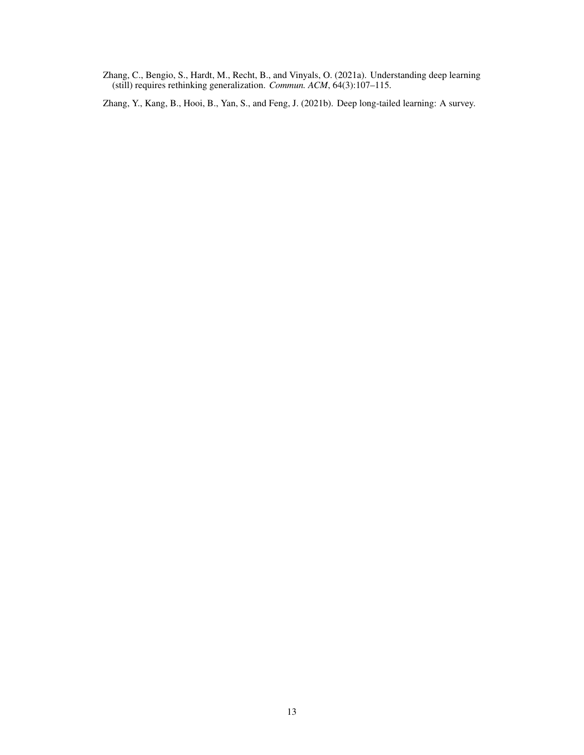Zhang, C., Bengio, S., Hardt, M., Recht, B., and Vinyals, O. (2021a). Understanding deep learning (still) requires rethinking generalization. *Commun. ACM*, 64(3):107–115.

Zhang, Y., Kang, B., Hooi, B., Yan, S., and Feng, J. (2021b). Deep long-tailed learning: A survey.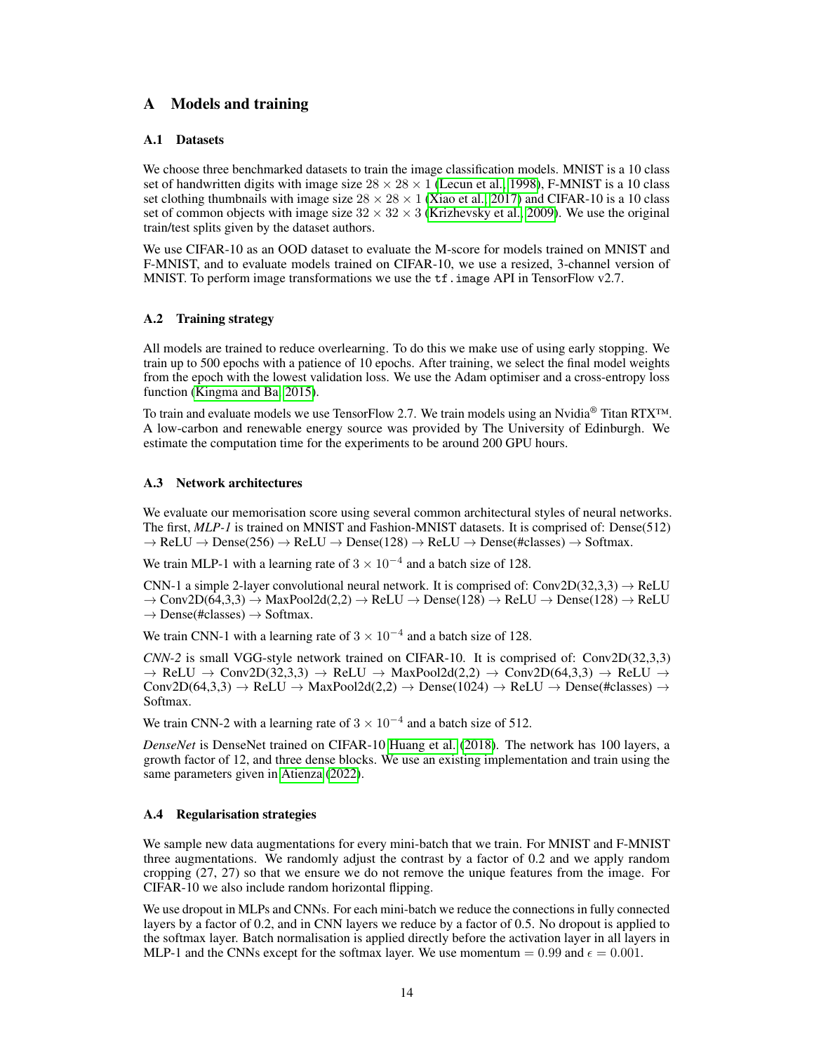# A Models and training

## A.1 Datasets

We choose three benchmarked datasets to train the image classification models. MNIST is a 10 class set of handwritten digits with image size $28 \times 28 \times 1$ (Lecun et al., 1998), F-MNIST is a 10 class set clothing thumbnails with image size $28 \times 28 \times 1$ (Xiao et al., 2017) and CIFAR-10 is a 10 class set of common objects with image size $32 \times 32 \times 3$ (Krizhevsky et al., 2009). We use the original train/test splits given by the dataset authors.

We use CIFAR-10 as an OOD dataset to evaluate the M-score for models trained on MNIST and F-MNIST, and to evaluate models trained on CIFAR-10, we use a resized, 3-channel version of MNIST. To perform image transformations we use the `tf.image` API in TensorFlow v2.7.

## A.2 Training strategy

All models are trained to reduce overlearning. To do this we make use of using early stopping. We train up to 500 epochs with a patience of 10 epochs. After training, we select the final model weights from the epoch with the lowest validation loss. We use the Adam optimiser and a cross-entropy loss function (Kingma and Ba, 2015).

To train and evaluate models we use TensorFlow 2.7. We train models using an Nvidia® Titan RTX™. A low-carbon and renewable energy source was provided by The University of Edinburgh. We estimate the computation time for the experiments to be around 200 GPU hours.

## A.3 Network architectures

We evaluate our memorisation score using several common architectural styles of neural networks. The first, *MLP-1* is trained on MNIST and Fashion-MNIST datasets. It is comprised of: Dense(512) → ReLU → Dense(256) → ReLU → Dense(128) → ReLU → Dense(#classes) → Softmax.

We train MLP-1 with a learning rate of $3 \times 10^{-4}$ and a batch size of 128.

CNN-1 a simple 2-layer convolutional neural network. It is comprised of: Conv2D(32,3,3) → ReLU → Conv2D(64,3,3) → MaxPool2d(2,2) → ReLU → Dense(128) → ReLU → Dense(128) → ReLU → Dense(#classes) → Softmax.

We train CNN-1 with a learning rate of $3 \times 10^{-4}$ and a batch size of 128.

*CNN-2* is small VGG-style network trained on CIFAR-10. It is comprised of: Conv2D(32,3,3) → ReLU → Conv2D(32,3,3) → ReLU → MaxPool2d(2,2) → Conv2D(64,3,3) → ReLU → Conv2D(64,3,3) → ReLU → MaxPool2d(2,2) → Dense(1024) → ReLU → Dense(#classes) → Softmax.

We train CNN-2 with a learning rate of $3 \times 10^{-4}$ and a batch size of 512.

*DenseNet* is DenseNet trained on CIFAR-10 Huang et al. (2018). The network has 100 layers, a growth factor of 12, and three dense blocks. We use an existing implementation and train using the same parameters given in Atienza (2022).

## A.4 Regularisation strategies

We sample new data augmentations for every mini-batch that we train. For MNIST and F-MNIST three augmentations. We randomly adjust the contrast by a factor of 0.2 and we apply random cropping (27, 27) so that we ensure we do not remove the unique features from the image. For CIFAR-10 we also include random horizontal flipping.

We use dropout in MLPs and CNNs. For each mini-batch we reduce the connections in fully connected layers by a factor of 0.2, and in CNN layers we reduce by a factor of 0.5. No dropout is applied to the softmax layer. Batch normalisation is applied directly before the activation layer in all layers in MLP-1 and the CNNs except for the softmax layer. We use momentum $= 0.99$ and $\epsilon = 0.001$.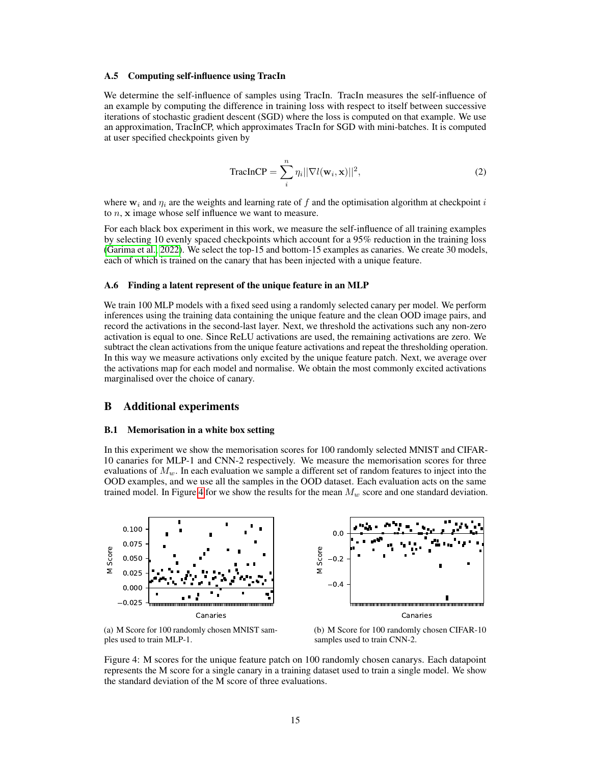### A.5 Computing self-influence using TracIn

We determine the self-influence of samples using TracIn. TracIn measures the self-influence of an example by computing the difference in training loss with respect to itself between successive iterations of stochastic gradient descent (SGD) where the loss is computed on that example. We use an approximation, TracInCP, which approximates TracIn for SGD with mini-batches. It is computed at user specified checkpoints given by

$$\text{TracInCP} = \sum_{i}^{n} \eta_i ||\nabla l(\mathbf{w}_i, \mathbf{x})||^2, \tag{2}$$

where $\mathbf{w}_i$ and $\eta_i$ are the weights and learning rate of $f$ and the optimisation algorithm at checkpoint $i$ to $n$, $\mathbf{x}$ image whose self influence we want to measure.

For each black box experiment in this work, we measure the self-influence of all training examples by selecting 10 evenly spaced checkpoints which account for a 95% reduction in the training loss (Garima et al., 2022). We select the top-15 and bottom-15 examples as canaries. We create 30 models, each of which is trained on the canary that has been injected with a unique feature.

### A.6 Finding a latent represent of the unique feature in an MLP

We train 100 MLP models with a fixed seed using a randomly selected canary per model. We perform inferences using the training data containing the unique feature and the clean OOD image pairs, and record the activations in the second-last layer. Next, we threshold the activations such any non-zero activation is equal to one. Since ReLU activations are used, the remaining activations are zero. We subtract the clean activations from the unique feature activations and repeat the thresholding operation. In this way we measure activations only excited by the unique feature patch. Next, we average over the activations map for each model and normalise. We obtain the most commonly excited activations marginalised over the choice of canary.

## B Additional experiments

### B.1 Memorisation in a white box setting

In this experiment we show the memorisation scores for 100 randomly selected MNIST and CIFAR-10 canaries for MLP-1 and CNN-2 respectively. We measure the memorisation scores for three evaluations of $M_w$. In each evaluation we sample a different set of random features to inject into the OOD examples, and we use all the samples in the OOD dataset. Each evaluation acts on the same trained model. In Figure 4 for we show the results for the mean $M_w$ score and one standard deviation.

(a) M Score for 100 randomly chosen MNIST samples used to train MLP-1.

(b) M Score for 100 randomly chosen CIFAR-10 samples used to train CNN-2.

Figure 4: M scores for the unique feature patch on 100 randomly chosen canarys. Each datapoint represents the M score for a single canary in a training dataset used to train a single model. We show the standard deviation of the M score of three evaluations.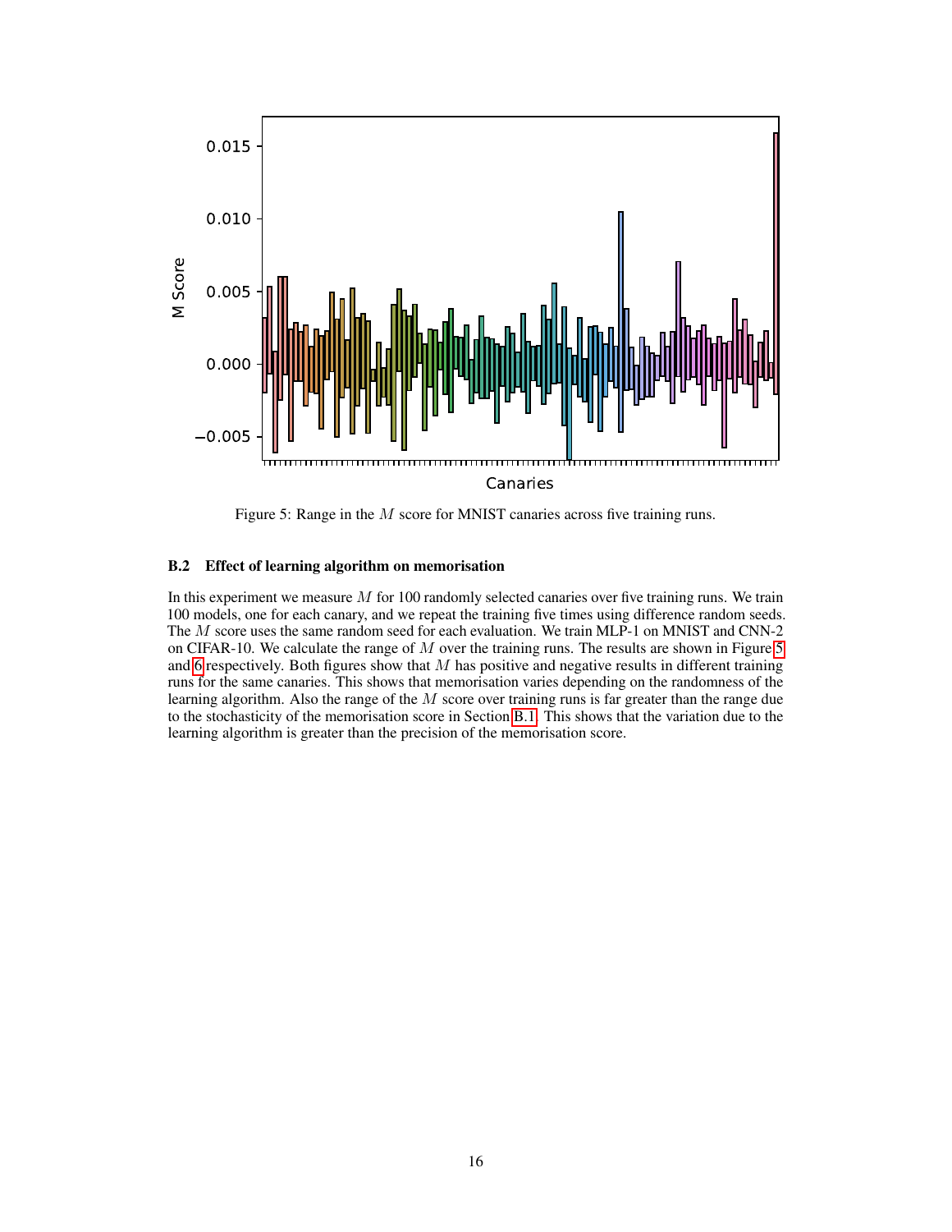Figure 5: Range in the $M$ score for MNIST canaries across five training runs.

### B.2 Effect of learning algorithm on memorisation

In this experiment we measure $M$ for 100 randomly selected canaries over five training runs. We train 100 models, one for each canary, and we repeat the training five times using difference random seeds. The $M$ score uses the same random seed for each evaluation. We train MLP-1 on MNIST and CNN-2 on CIFAR-10. We calculate the range of $M$ over the training runs. The results are shown in Figure 5 and 6 respectively. Both figures show that $M$ has positive and negative results in different training runs for the same canaries. This shows that memorisation varies depending on the randomness of the learning algorithm. Also the range of the $M$ score over training runs is far greater than the range due to the stochasticity of the memorisation score in Section B.1. This shows that the variation due to the learning algorithm is greater than the precision of the memorisation score.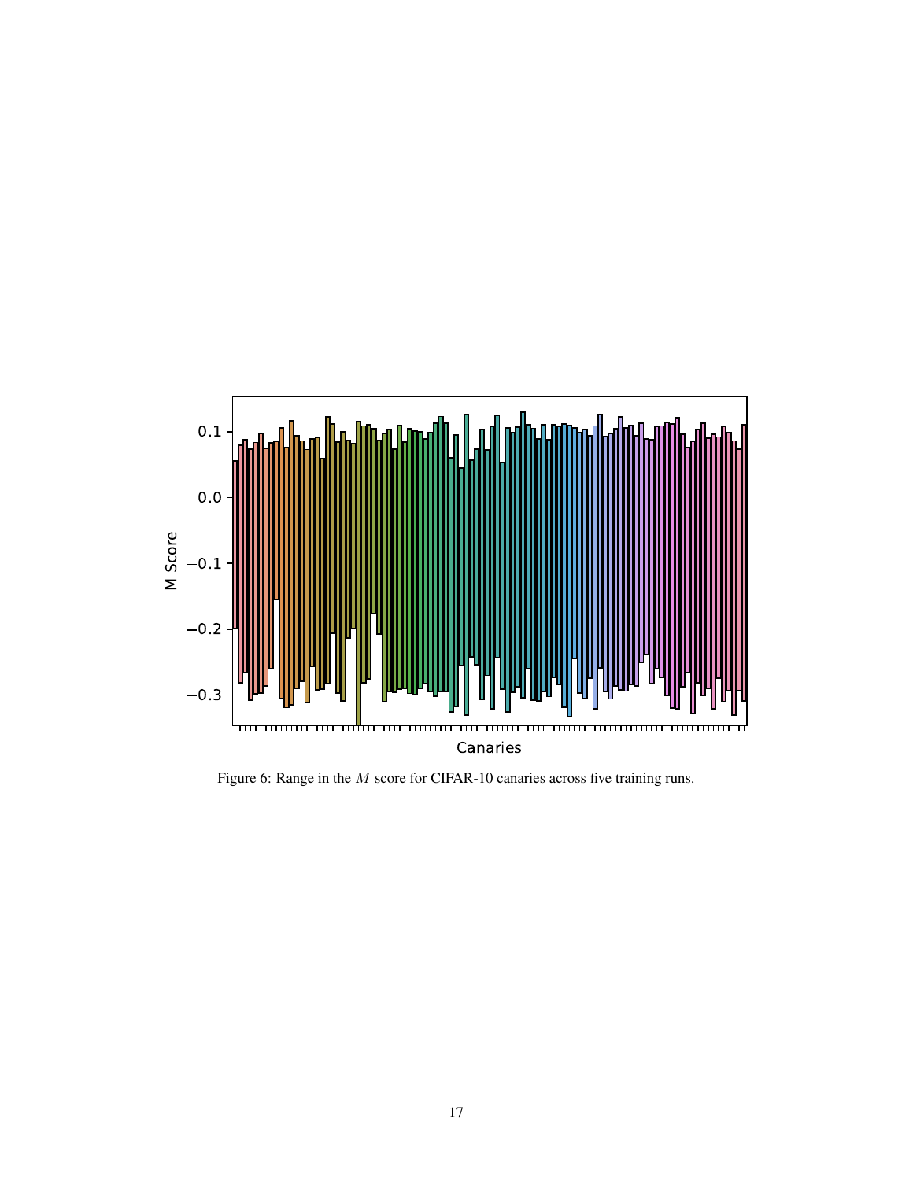0.1
0.0
−0.1
−0.2
−0.3

M Score

Canaries

Figure 6: Range in the $M$ score for CIFAR-10 canaries across five training runs.